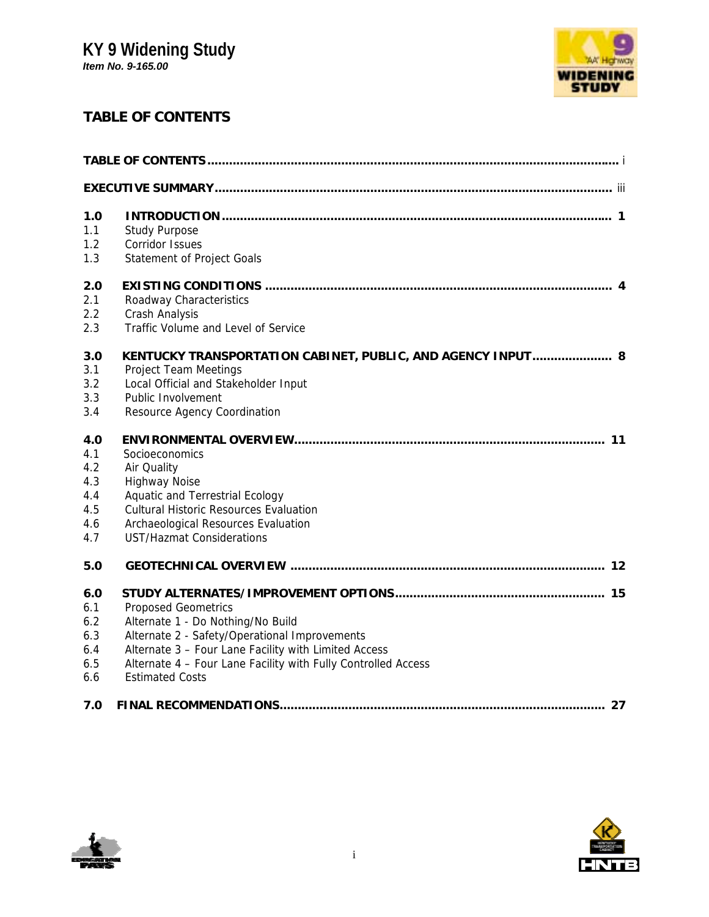# KY 9 Widening Study

***Item No. 9-165.00***

## TABLE OF CONTENTS

**TABLE OF CONTENTS** ........................................................................................................ i

**EXECUTIVE SUMMARY** ..................................................................................................... iii

**1.0 INTRODUCTION** ........................................................................................................ 1

- 1.1 Study Purpose
- 1.2 Corridor Issues
- 1.3 Statement of Project Goals

**2.0 EXISTING CONDITIONS** ............................................................................................. 4

- 2.1 Roadway Characteristics
- 2.2 Crash Analysis
- 2.3 Traffic Volume and Level of Service

**3.0 KENTUCKY TRANSPORTATION CABINET, PUBLIC, AND AGENCY INPUT** ..................... 8

- 3.1 Project Team Meetings
- 3.2 Local Official and Stakeholder Input
- 3.3 Public Involvement
- 3.4 Resource Agency Coordination

**4.0 ENVIRONMENTAL OVERVIEW** ..................................................................................... 11

- 4.1 Socioeconomics
- 4.2 Air Quality
- 4.3 Highway Noise
- 4.4 Aquatic and Terrestrial Ecology
- 4.5 Cultural Historic Resources Evaluation
- 4.6 Archaeological Resources Evaluation
- 4.7 UST/Hazmat Considerations

**5.0 GEOTECHNICAL OVERVIEW** ...................................................................................... 12

**6.0 STUDY ALTERNATES/IMPROVEMENT OPTIONS** ......................................................... 15

- 6.1 Proposed Geometrics
- 6.2 Alternate 1 - Do Nothing/No Build
- 6.3 Alternate 2 - Safety/Operational Improvements
- 6.4 Alternate 3 – Four Lane Facility with Limited Access
- 6.5 Alternate 4 – Four Lane Facility with Fully Controlled Access
- 6.6 Estimated Costs

**7.0 FINAL RECOMMENDATIONS** ....................................................................................... 27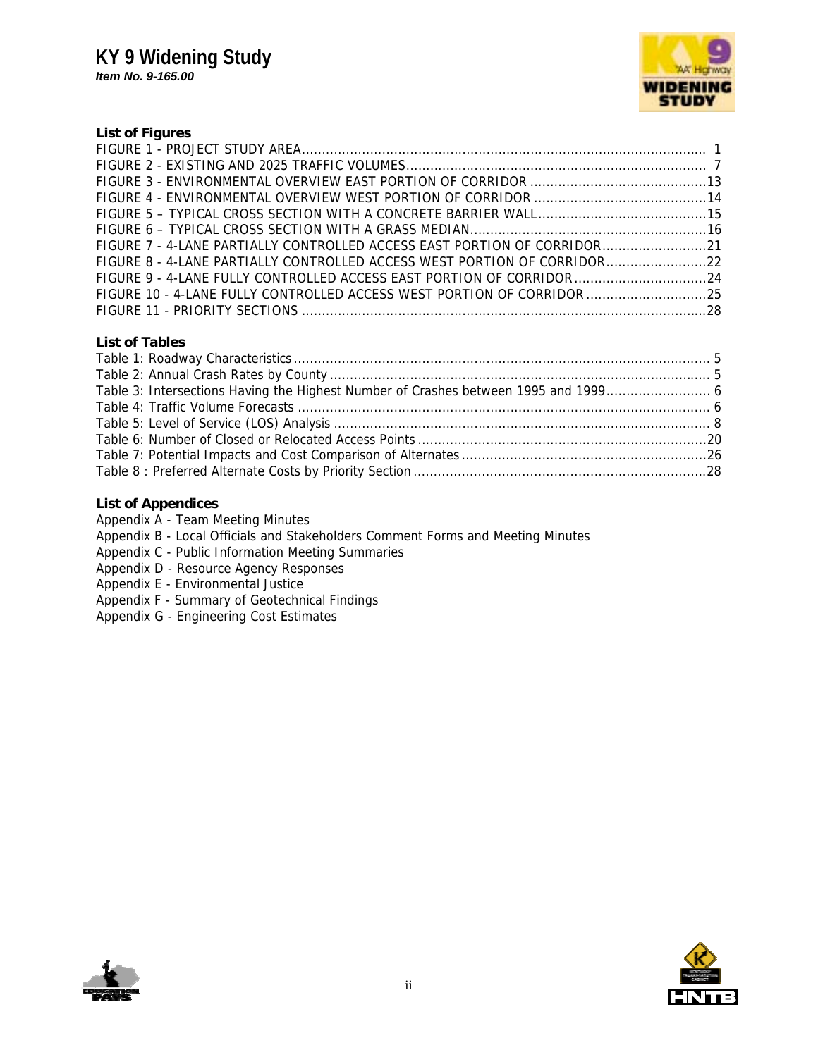## List of Figures

FIGURE 1 - PROJECT STUDY AREA ........................................................................................................ 1
FIGURE 2 - EXISTING AND 2025 TRAFFIC VOLUMES ............................................................................. 7
FIGURE 3 - ENVIRONMENTAL OVERVIEW EAST PORTION OF CORRIDOR ............................................13
FIGURE 4 - ENVIRONMENTAL OVERVIEW WEST PORTION OF CORRIDOR ...........................................14
FIGURE 5 – TYPICAL CROSS SECTION WITH A CONCRETE BARRIER WALL ..........................................15
FIGURE 6 – TYPICAL CROSS SECTION WITH A GRASS MEDIAN ...........................................................16
FIGURE 7 - 4-LANE PARTIALLY CONTROLLED ACCESS EAST PORTION OF CORRIDOR ..........................21
FIGURE 8 - 4-LANE PARTIALLY CONTROLLED ACCESS WEST PORTION OF CORRIDOR .........................22
FIGURE 9 - 4-LANE FULLY CONTROLLED ACCESS EAST PORTION OF CORRIDOR .................................24
FIGURE 10 - 4-LANE FULLY CONTROLLED ACCESS WEST PORTION OF CORRIDOR ..............................25
FIGURE 11 - PRIORITY SECTIONS .......................................................................................................28

## List of Tables

Table 1: Roadway Characteristics ........................................................................................................ 5
Table 2: Annual Crash Rates by County ................................................................................................ 5
Table 3: Intersections Having the Highest Number of Crashes between 1995 and 1999.......................... 6
Table 4: Traffic Volume Forecasts ........................................................................................................ 6
Table 5: Level of Service (LOS) Analysis ............................................................................................... 8
Table 6: Number of Closed or Relocated Access Points .........................................................................20
Table 7: Potential Impacts and Cost Comparison of Alternates ..............................................................26
Table 8 : Preferred Alternate Costs by Priority Section ..........................................................................28

## List of Appendices

Appendix A - Team Meeting Minutes
Appendix B - Local Officials and Stakeholders Comment Forms and Meeting Minutes
Appendix C - Public Information Meeting Summaries
Appendix D - Resource Agency Responses
Appendix E - Environmental Justice
Appendix F - Summary of Geotechnical Findings
Appendix G - Engineering Cost Estimates